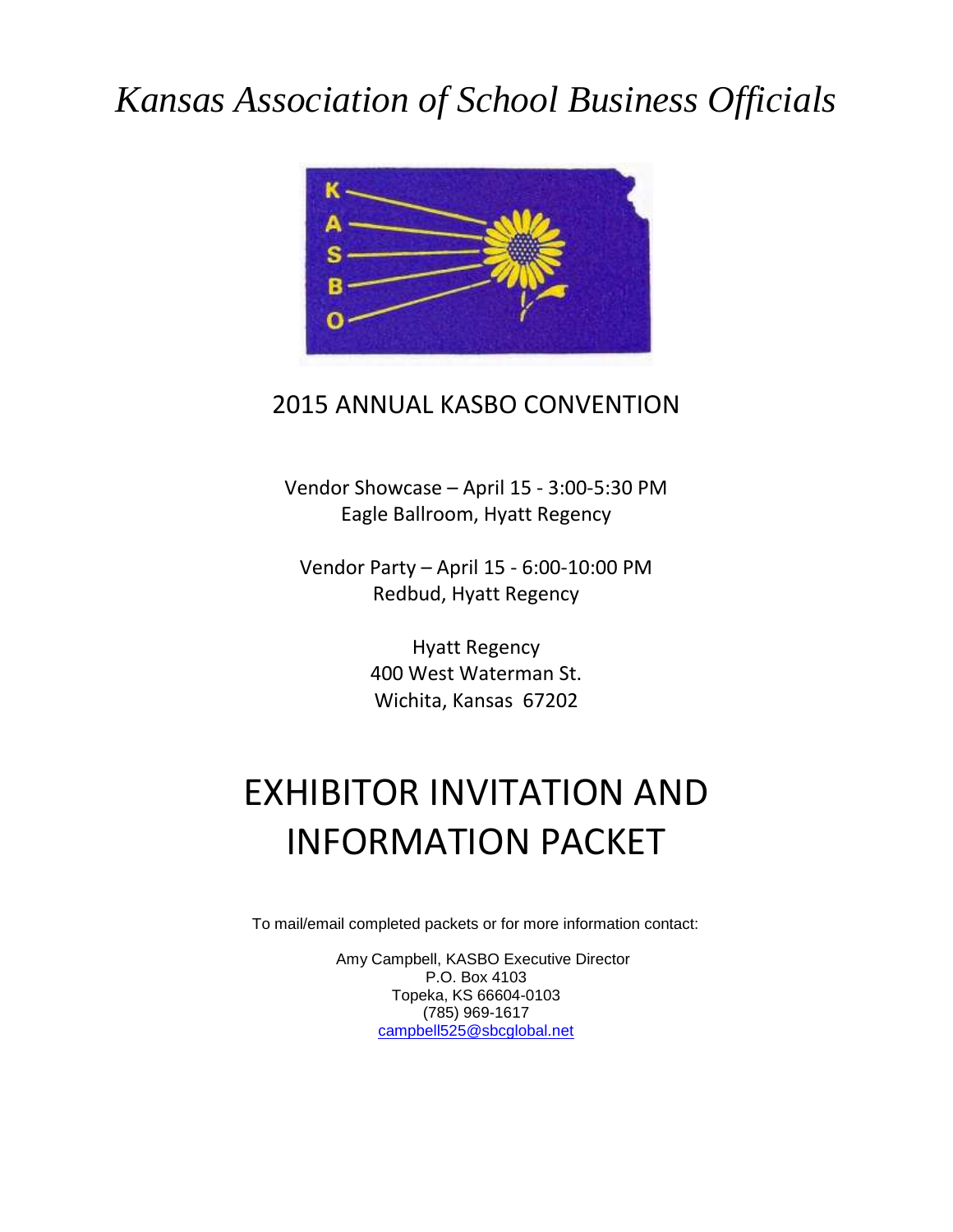# *Kansas Association of School Business Officials*

## 2015 ANNUAL KASBO CONVENTION

Vendor Showcase – April 15 - 3:00-5:30 PM
Eagle Ballroom, Hyatt Regency

Vendor Party – April 15 - 6:00-10:00 PM
Redbud, Hyatt Regency

Hyatt Regency
400 West Waterman St.
Wichita, Kansas 67202

# EXHIBITOR INVITATION AND INFORMATION PACKET

To mail/email completed packets or for more information contact:

Amy Campbell, KASBO Executive Director
P.O. Box 4103
Topeka, KS 66604-0103
(785) 969-1617
campbell525@sbcglobal.net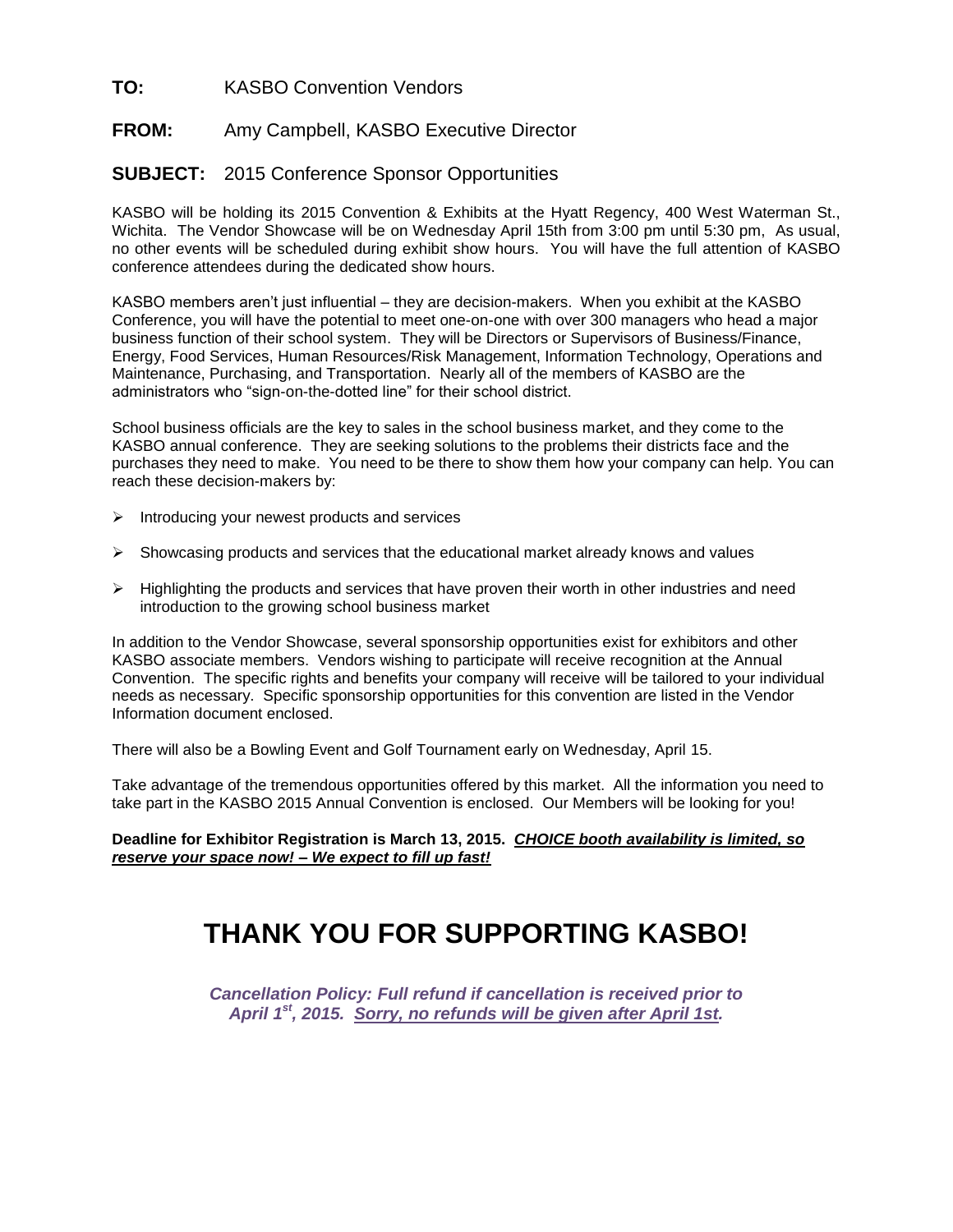**TO:** KASBO Convention Vendors

**FROM:** Amy Campbell, KASBO Executive Director

**SUBJECT:** 2015 Conference Sponsor Opportunities

KASBO will be holding its 2015 Convention & Exhibits at the Hyatt Regency, 400 West Waterman St., Wichita. The Vendor Showcase will be on Wednesday April 15th from 3:00 pm until 5:30 pm, As usual, no other events will be scheduled during exhibit show hours. You will have the full attention of KASBO conference attendees during the dedicated show hours.

KASBO members aren't just influential – they are decision-makers. When you exhibit at the KASBO Conference, you will have the potential to meet one-on-one with over 300 managers who head a major business function of their school system. They will be Directors or Supervisors of Business/Finance, Energy, Food Services, Human Resources/Risk Management, Information Technology, Operations and Maintenance, Purchasing, and Transportation. Nearly all of the members of KASBO are the administrators who "sign-on-the-dotted line" for their school district.

School business officials are the key to sales in the school business market, and they come to the KASBO annual conference. They are seeking solutions to the problems their districts face and the purchases they need to make. You need to be there to show them how your company can help. You can reach these decision-makers by:

- Introducing your newest products and services
- Showcasing products and services that the educational market already knows and values
- Highlighting the products and services that have proven their worth in other industries and need introduction to the growing school business market

In addition to the Vendor Showcase, several sponsorship opportunities exist for exhibitors and other KASBO associate members. Vendors wishing to participate will receive recognition at the Annual Convention. The specific rights and benefits your company will receive will be tailored to your individual needs as necessary. Specific sponsorship opportunities for this convention are listed in the Vendor Information document enclosed.

There will also be a Bowling Event and Golf Tournament early on Wednesday, April 15.

Take advantage of the tremendous opportunities offered by this market. All the information you need to take part in the KASBO 2015 Annual Convention is enclosed. Our Members will be looking for you!

**Deadline for Exhibitor Registration is March 13, 2015.** ***CHOICE booth availability is limited, so reserve your space now! – We expect to fill up fast!***

# THANK YOU FOR SUPPORTING KASBO!

***Cancellation Policy: Full refund if cancellation is received prior to April 1st, 2015. Sorry, no refunds will be given after April 1st.***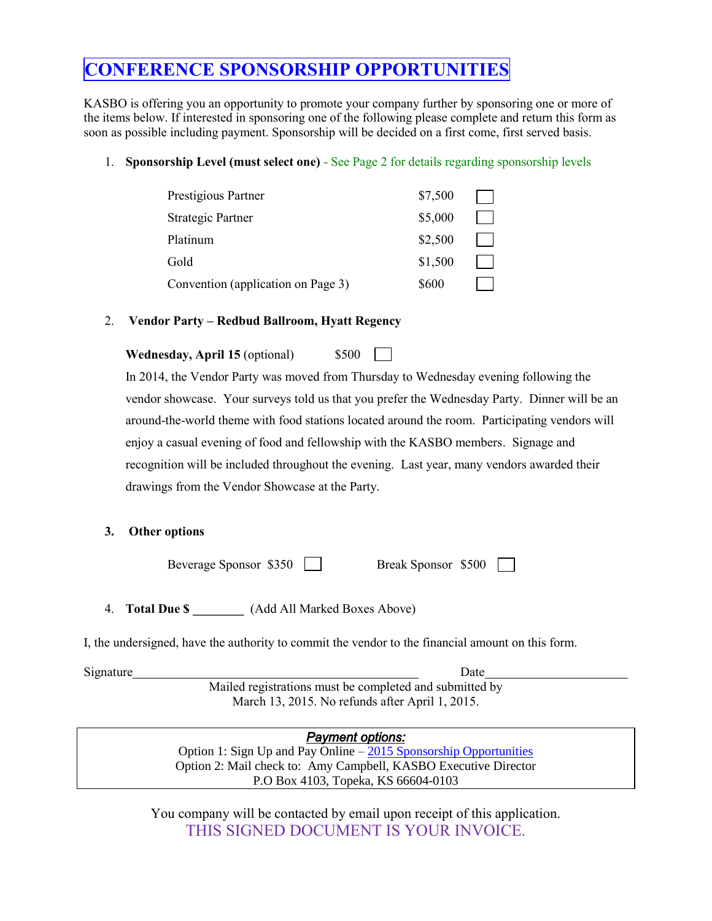# CONFERENCE SPONSORSHIP OPPORTUNITIES

KASBO is offering you an opportunity to promote your company further by sponsoring one or more of the items below. If interested in sponsoring one of the following please complete and return this form as soon as possible including payment. Sponsorship will be decided on a first come, first served basis.

1. **Sponsorship Level (must select one)** - See Page 2 for details regarding sponsorship levels

| | | |
|---|---|---|
| Prestigious Partner | $7,500 | ☐ |
| Strategic Partner | $5,000 | ☐ |
| Platinum | $2,500 | ☐ |
| Gold | $1,500 | ☐ |
| Convention (application on Page 3) | $600 | ☐ |

2. **Vendor Party – Redbud Ballroom, Hyatt Regency**

   **Wednesday, April 15** (optional) $500 ☐

   In 2014, the Vendor Party was moved from Thursday to Wednesday evening following the vendor showcase. Your surveys told us that you prefer the Wednesday Party. Dinner will be an around-the-world theme with food stations located around the room. Participating vendors will enjoy a casual evening of food and fellowship with the KASBO members. Signage and recognition will be included throughout the evening. Last year, many vendors awarded their drawings from the Vendor Showcase at the Party.

3. **Other options**

   Beverage Sponsor $350 ☐ Break Sponsor $500 ☐

4. **Total Due $ ________** (Add All Marked Boxes Above)

I, the undersigned, have the authority to commit the vendor to the financial amount on this form.

Signature_____________________________________________ Date______________________

Mailed registrations must be completed and submitted by March 13, 2015. No refunds after April 1, 2015.

***Payment options:***

Option 1: Sign Up and Pay Online – 2015 Sponsorship Opportunities

Option 2: Mail check to: Amy Campbell, KASBO Executive Director

P.O Box 4103, Topeka, KS 66604-0103

You company will be contacted by email upon receipt of this application.

THIS SIGNED DOCUMENT IS YOUR INVOICE.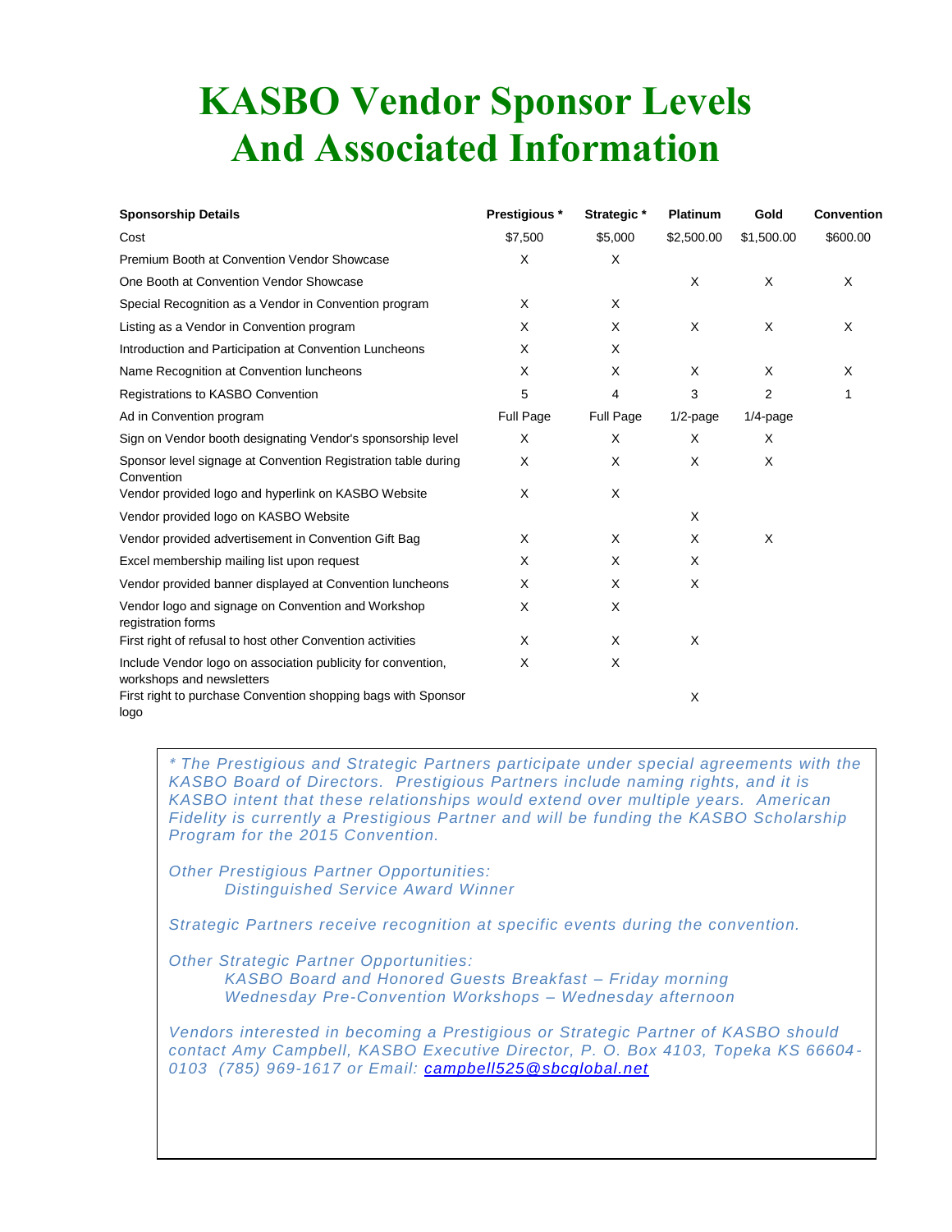# KASBO Vendor Sponsor Levels And Associated Information

| Sponsorship Details | Prestigious * | Strategic * | Platinum | Gold | Convention |
|---|---|---|---|---|---|
| Cost | $7,500 | $5,000 | $2,500.00 | $1,500.00 | $600.00 |
| Premium Booth at Convention Vendor Showcase | X | X | | | |
| One Booth at Convention Vendor Showcase | | | X | X | X |
| Special Recognition as a Vendor in Convention program | X | X | | | |
| Listing as a Vendor in Convention program | X | X | X | X | X |
| Introduction and Participation at Convention Luncheons | X | X | | | |
| Name Recognition at Convention luncheons | X | X | X | X | X |
| Registrations to KASBO Convention | 5 | 4 | 3 | 2 | 1 |
| Ad in Convention program | Full Page | Full Page | 1/2-page | 1/4-page | |
| Sign on Vendor booth designating Vendor's sponsorship level | X | X | X | X | |
| Sponsor level signage at Convention Registration table during Convention | X | X | X | X | |
| Vendor provided logo and hyperlink on KASBO Website | X | X | | | |
| Vendor provided logo on KASBO Website | | | X | | |
| Vendor provided advertisement in Convention Gift Bag | X | X | X | X | |
| Excel membership mailing list upon request | X | X | X | | |
| Vendor provided banner displayed at Convention luncheons | X | X | X | | |
| Vendor logo and signage on Convention and Workshop registration forms | X | X | | | |
| First right of refusal to host other Convention activities | X | X | X | | |
| Include Vendor logo on association publicity for convention, workshops and newsletters | X | X | | | |
| First right to purchase Convention shopping bags with Sponsor logo | | | X | | |

*\* The Prestigious and Strategic Partners participate under special agreements with the KASBO Board of Directors. Prestigious Partners include naming rights, and it is KASBO intent that these relationships would extend over multiple years. American Fidelity is currently a Prestigious Partner and will be funding the KASBO Scholarship Program for the 2015 Convention.*

*Other Prestigious Partner Opportunities:*
*Distinguished Service Award Winner*

*Strategic Partners receive recognition at specific events during the convention.*

*Other Strategic Partner Opportunities:*
*KASBO Board and Honored Guests Breakfast – Friday morning*
*Wednesday Pre-Convention Workshops – Wednesday afternoon*

*Vendors interested in becoming a Prestigious or Strategic Partner of KASBO should contact Amy Campbell, KASBO Executive Director, P. O. Box 4103, Topeka KS 66604-0103 (785) 969-1617 or Email: campbell525@sbcglobal.net*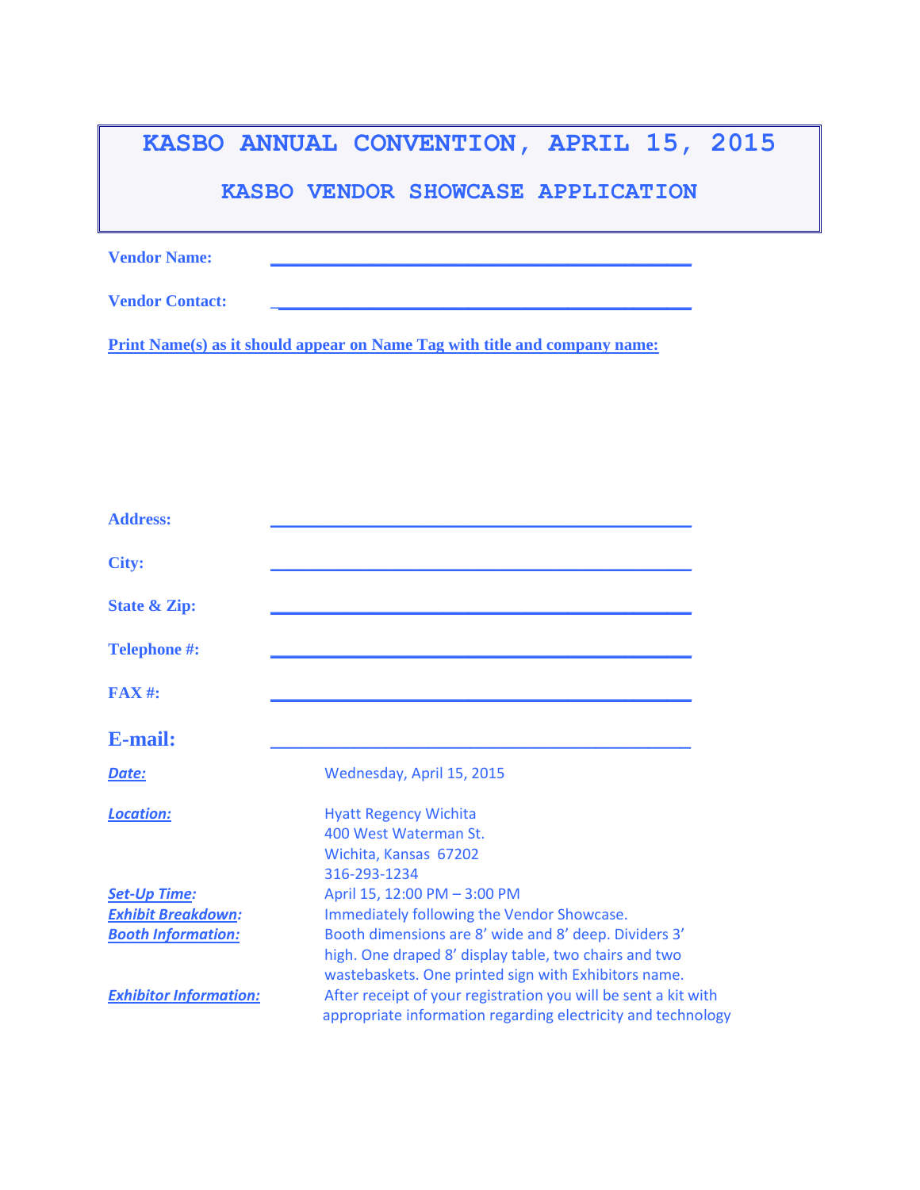# KASBO ANNUAL CONVENTION, APRIL 15, 2015

## KASBO VENDOR SHOWCASE APPLICATION

**Vendor Name:** ___________________________________________

**Vendor Contact:** ___________________________________________

**Print Name(s) as it should appear on Name Tag with title and company name:**

**Address:** ___________________________________________

**City:** ___________________________________________

**State & Zip:** ___________________________________________

**Telephone #:** ___________________________________________

**FAX #:** ___________________________________________

**E-mail:** ___________________________________________

***Date:*** Wednesday, April 15, 2015

***Location:*** Hyatt Regency Wichita
400 West Waterman St.
Wichita, Kansas 67202
316-293-1234

***Set-Up Time:*** April 15, 12:00 PM – 3:00 PM

***Exhibit Breakdown:*** Immediately following the Vendor Showcase.

***Booth Information:*** Booth dimensions are 8' wide and 8' deep. Dividers 3' high. One draped 8' display table, two chairs and two wastebaskets. One printed sign with Exhibitors name.

***Exhibitor Information:*** After receipt of your registration you will be sent a kit with appropriate information regarding electricity and technology